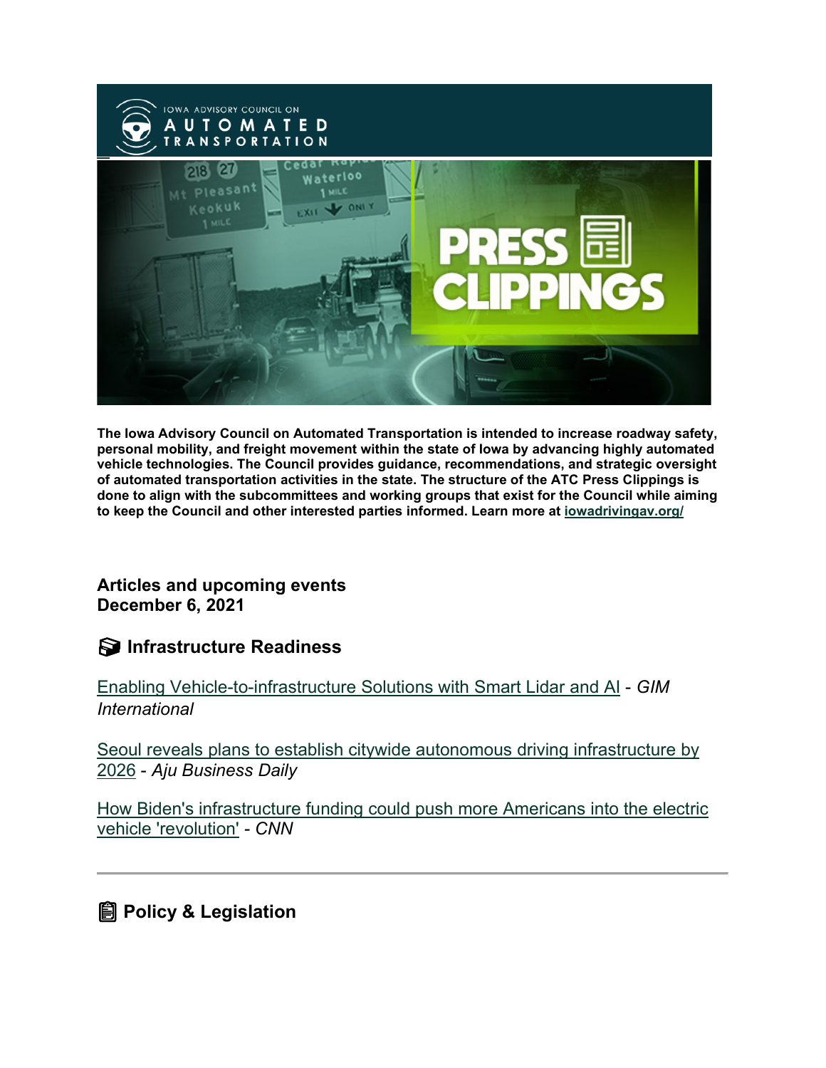The Iowa Advisory Council on Automated Transportation is intended to increase roadway safety, personal mobility, and freight movement within the state of Iowa by advancing highly automated vehicle technologies. The Council provides guidance, recommendations, and strategic oversight of automated transportation activities in the state. The structure of the ATC Press Clippings is done to align with the subcommittees and working groups that exist for the Council while aiming to keep the Council and other interested parties informed. Learn more at iowadrivingav.org/

**Articles and upcoming events**
**December 6, 2021**

## Infrastructure Readiness

Enabling Vehicle-to-infrastructure Solutions with Smart Lidar and AI - *GIM International*

Seoul reveals plans to establish citywide autonomous driving infrastructure by 2026 - *Aju Business Daily*

How Biden's infrastructure funding could push more Americans into the electric vehicle 'revolution' - *CNN*

---

## Policy & Legislation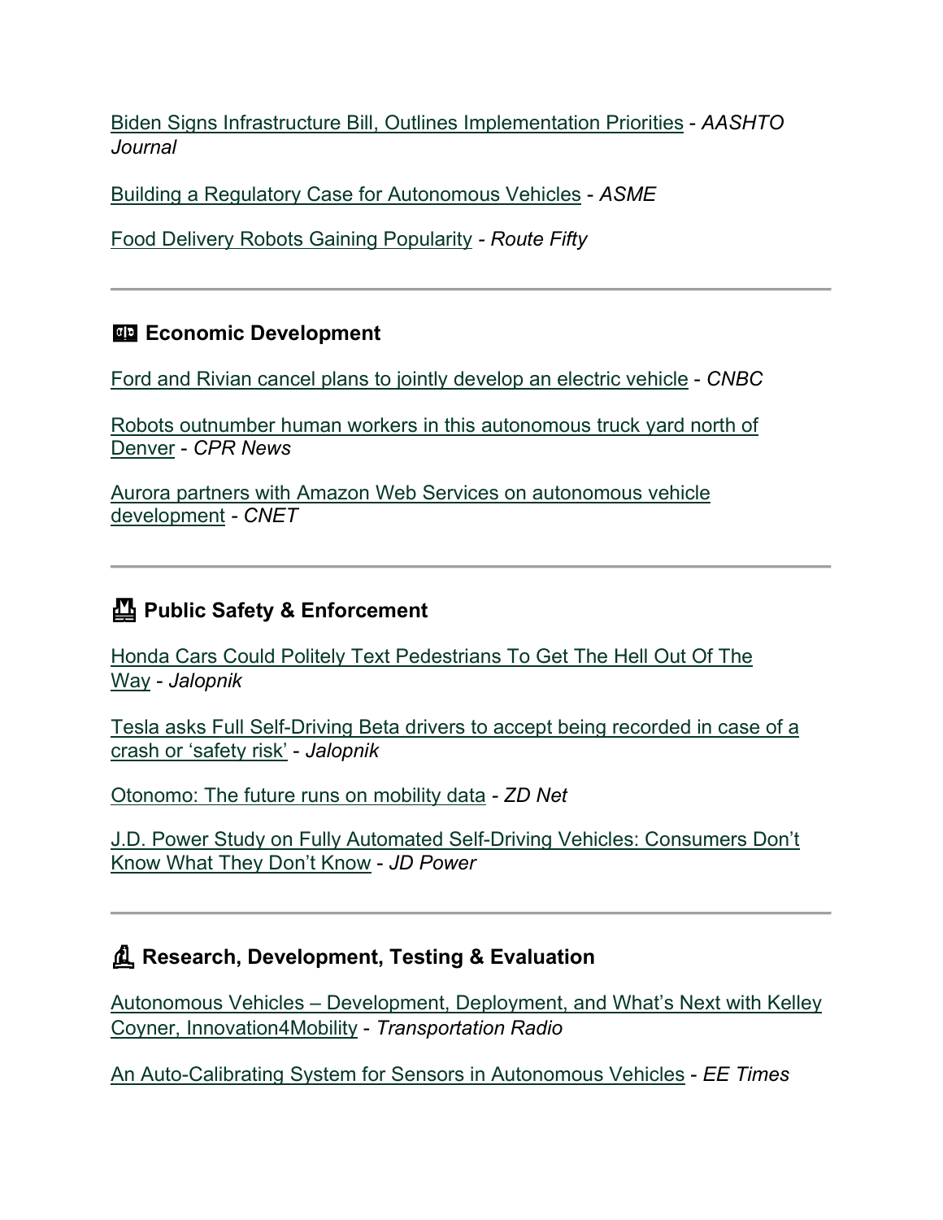Biden Signs Infrastructure Bill, Outlines Implementation Priorities - *AASHTO Journal*

Building a Regulatory Case for Autonomous Vehicles - *ASME*

Food Delivery Robots Gaining Popularity - *Route Fifty*

---

## Economic Development

Ford and Rivian cancel plans to jointly develop an electric vehicle - *CNBC*

Robots outnumber human workers in this autonomous truck yard north of Denver - *CPR News*

Aurora partners with Amazon Web Services on autonomous vehicle development - *CNET*

---

## Public Safety & Enforcement

Honda Cars Could Politely Text Pedestrians To Get The Hell Out Of The Way - *Jalopnik*

Tesla asks Full Self-Driving Beta drivers to accept being recorded in case of a crash or 'safety risk' - *Jalopnik*

Otonomo: The future runs on mobility data - *ZD Net*

J.D. Power Study on Fully Automated Self-Driving Vehicles: Consumers Don't Know What They Don't Know - *JD Power*

---

## Research, Development, Testing & Evaluation

Autonomous Vehicles – Development, Deployment, and What's Next with Kelley Coyner, Innovation4Mobility - *Transportation Radio*

An Auto-Calibrating System for Sensors in Autonomous Vehicles - *EE Times*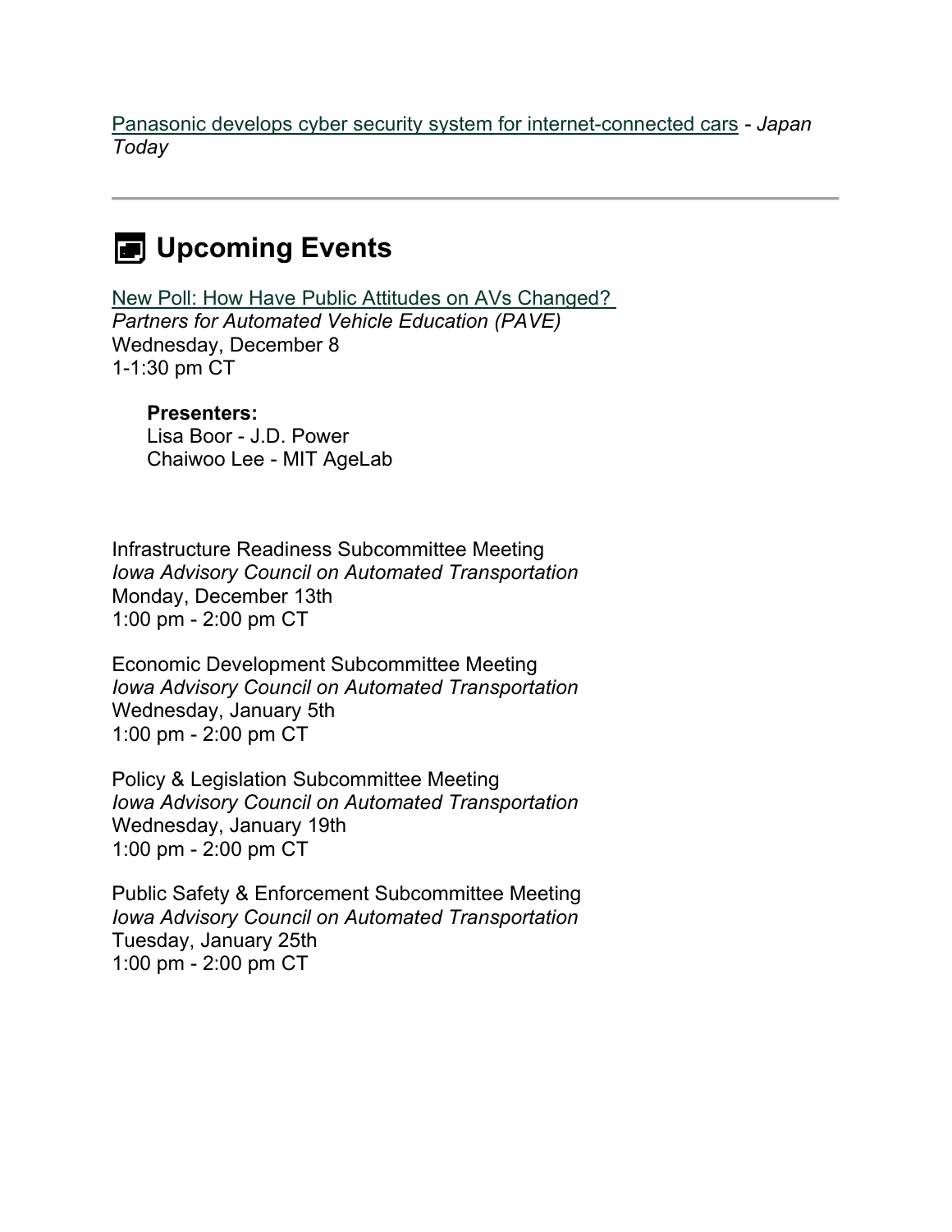Panasonic develops cyber security system for internet-connected cars - *Japan Today*

---

## Upcoming Events

New Poll: How Have Public Attitudes on AVs Changed?
*Partners for Automated Vehicle Education (PAVE)*
Wednesday, December 8
1-1:30 pm CT

> **Presenters:**
> Lisa Boor - J.D. Power
> Chaiwoo Lee - MIT AgeLab

Infrastructure Readiness Subcommittee Meeting
*Iowa Advisory Council on Automated Transportation*
Monday, December 13th
1:00 pm - 2:00 pm CT

Economic Development Subcommittee Meeting
*Iowa Advisory Council on Automated Transportation*
Wednesday, January 5th
1:00 pm - 2:00 pm CT

Policy & Legislation Subcommittee Meeting
*Iowa Advisory Council on Automated Transportation*
Wednesday, January 19th
1:00 pm - 2:00 pm CT

Public Safety & Enforcement Subcommittee Meeting
*Iowa Advisory Council on Automated Transportation*
Tuesday, January 25th
1:00 pm - 2:00 pm CT